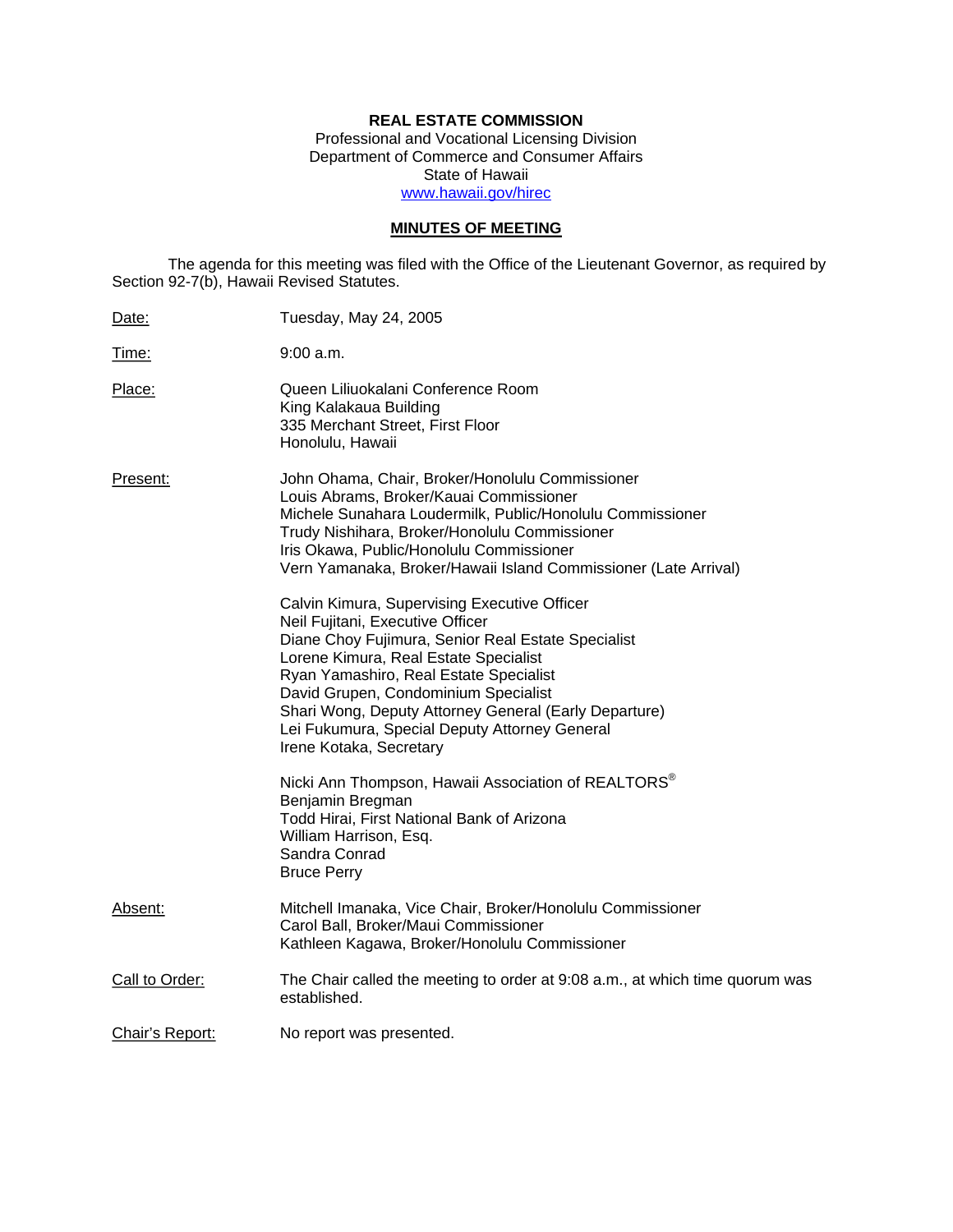**REAL ESTATE COMMISSION**
Professional and Vocational Licensing Division
Department of Commerce and Consumer Affairs
State of Hawaii
www.hawaii.gov/hirec

## MINUTES OF MEETING

The agenda for this meeting was filed with the Office of the Lieutenant Governor, as required by Section 92-7(b), Hawaii Revised Statutes.

Date: Tuesday, May 24, 2005

Time: 9:00 a.m.

Place: Queen Liliuokalani Conference Room
King Kalakaua Building
335 Merchant Street, First Floor
Honolulu, Hawaii

Present: John Ohama, Chair, Broker/Honolulu Commissioner
Louis Abrams, Broker/Kauai Commissioner
Michele Sunahara Loudermilk, Public/Honolulu Commissioner
Trudy Nishihara, Broker/Honolulu Commissioner
Iris Okawa, Public/Honolulu Commissioner
Vern Yamanaka, Broker/Hawaii Island Commissioner (Late Arrival)

Calvin Kimura, Supervising Executive Officer
Neil Fujitani, Executive Officer
Diane Choy Fujimura, Senior Real Estate Specialist
Lorene Kimura, Real Estate Specialist
Ryan Yamashiro, Real Estate Specialist
David Grupen, Condominium Specialist
Shari Wong, Deputy Attorney General (Early Departure)
Lei Fukumura, Special Deputy Attorney General
Irene Kotaka, Secretary

Nicki Ann Thompson, Hawaii Association of REALTORS®
Benjamin Bregman
Todd Hirai, First National Bank of Arizona
William Harrison, Esq.
Sandra Conrad
Bruce Perry

Absent: Mitchell Imanaka, Vice Chair, Broker/Honolulu Commissioner
Carol Ball, Broker/Maui Commissioner
Kathleen Kagawa, Broker/Honolulu Commissioner

Call to Order: The Chair called the meeting to order at 9:08 a.m., at which time quorum was established.

Chair's Report: No report was presented.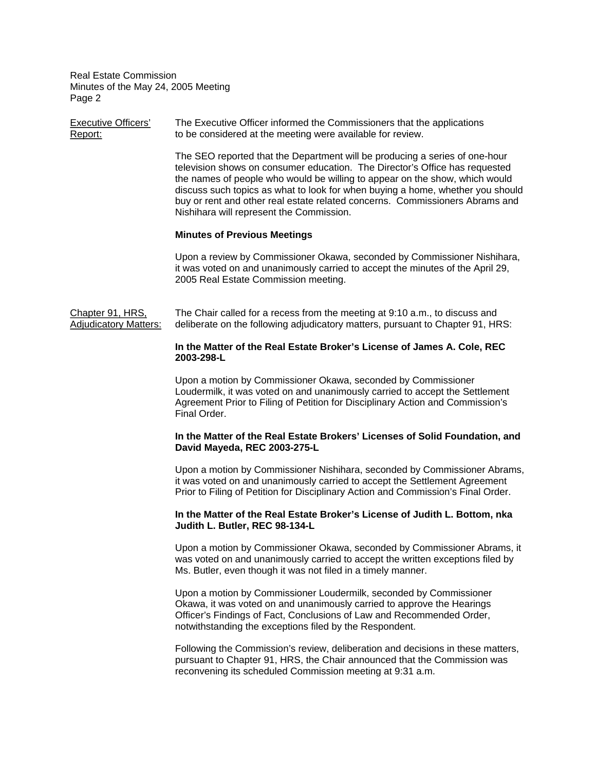Executive Officers' Report: The Executive Officer informed the Commissioners that the applications to be considered at the meeting were available for review.

The SEO reported that the Department will be producing a series of one-hour television shows on consumer education. The Director's Office has requested the names of people who would be willing to appear on the show, which would discuss such topics as what to look for when buying a home, whether you should buy or rent and other real estate related concerns. Commissioners Abrams and Nishihara will represent the Commission.

**Minutes of Previous Meetings**

Upon a review by Commissioner Okawa, seconded by Commissioner Nishihara, it was voted on and unanimously carried to accept the minutes of the April 29, 2005 Real Estate Commission meeting.

Chapter 91, HRS, Adjudicatory Matters: The Chair called for a recess from the meeting at 9:10 a.m., to discuss and deliberate on the following adjudicatory matters, pursuant to Chapter 91, HRS:

**In the Matter of the Real Estate Broker's License of James A. Cole, REC 2003-298-L**

Upon a motion by Commissioner Okawa, seconded by Commissioner Loudermilk, it was voted on and unanimously carried to accept the Settlement Agreement Prior to Filing of Petition for Disciplinary Action and Commission's Final Order.

**In the Matter of the Real Estate Brokers' Licenses of Solid Foundation, and David Mayeda, REC 2003-275-L**

Upon a motion by Commissioner Nishihara, seconded by Commissioner Abrams, it was voted on and unanimously carried to accept the Settlement Agreement Prior to Filing of Petition for Disciplinary Action and Commission's Final Order.

**In the Matter of the Real Estate Broker's License of Judith L. Bottom, nka Judith L. Butler, REC 98-134-L**

Upon a motion by Commissioner Okawa, seconded by Commissioner Abrams, it was voted on and unanimously carried to accept the written exceptions filed by Ms. Butler, even though it was not filed in a timely manner.

Upon a motion by Commissioner Loudermilk, seconded by Commissioner Okawa, it was voted on and unanimously carried to approve the Hearings Officer's Findings of Fact, Conclusions of Law and Recommended Order, notwithstanding the exceptions filed by the Respondent.

Following the Commission's review, deliberation and decisions in these matters, pursuant to Chapter 91, HRS, the Chair announced that the Commission was reconvening its scheduled Commission meeting at 9:31 a.m.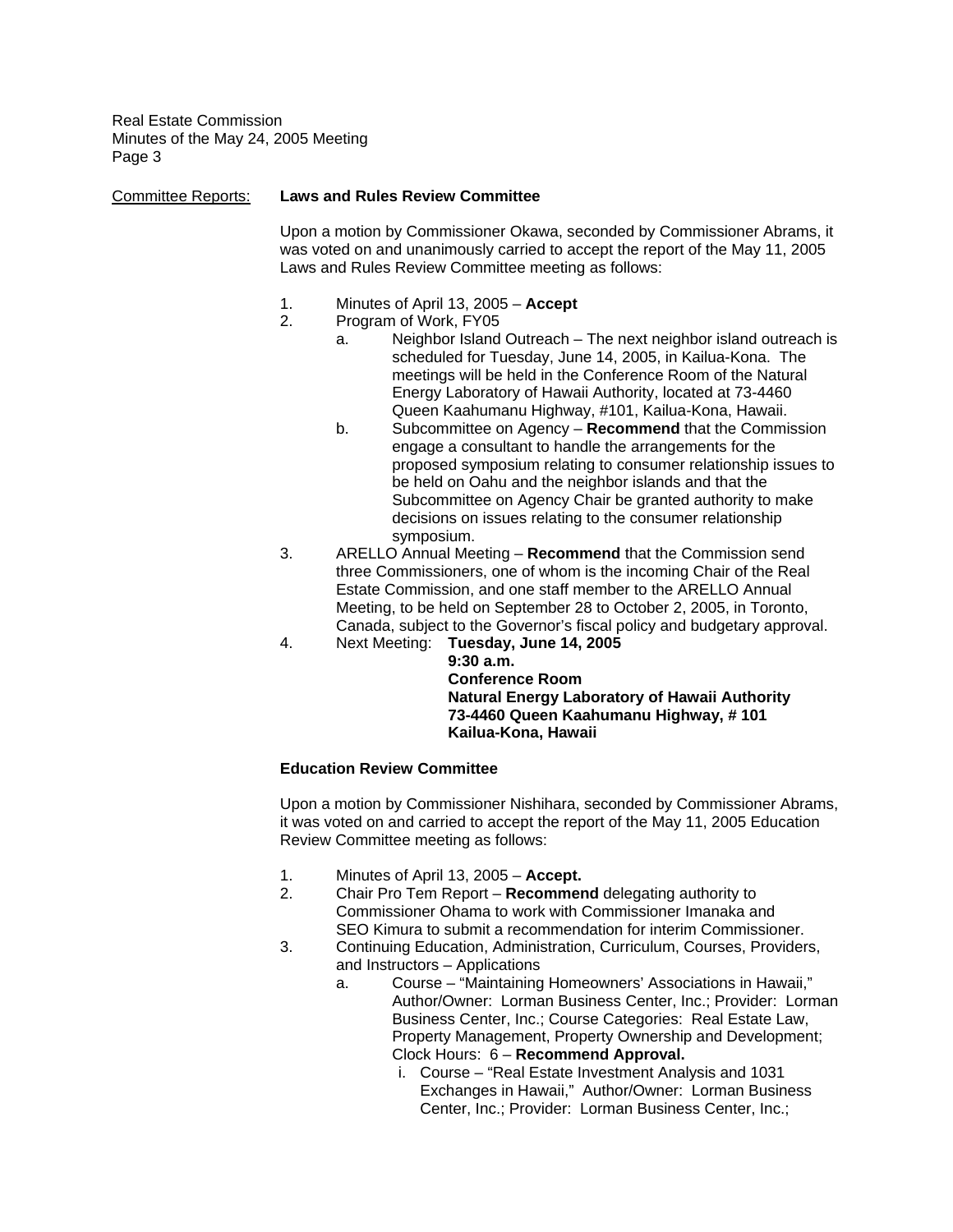Committee Reports: **Laws and Rules Review Committee**

Upon a motion by Commissioner Okawa, seconded by Commissioner Abrams, it was voted on and unanimously carried to accept the report of the May 11, 2005 Laws and Rules Review Committee meeting as follows:

1. Minutes of April 13, 2005 – **Accept**
2. Program of Work, FY05
   a. Neighbor Island Outreach – The next neighbor island outreach is scheduled for Tuesday, June 14, 2005, in Kailua-Kona. The meetings will be held in the Conference Room of the Natural Energy Laboratory of Hawaii Authority, located at 73-4460 Queen Kaahumanu Highway, #101, Kailua-Kona, Hawaii.
   b. Subcommittee on Agency – **Recommend** that the Commission engage a consultant to handle the arrangements for the proposed symposium relating to consumer relationship issues to be held on Oahu and the neighbor islands and that the Subcommittee on Agency Chair be granted authority to make decisions on issues relating to the consumer relationship symposium.
3. ARELLO Annual Meeting – **Recommend** that the Commission send three Commissioners, one of whom is the incoming Chair of the Real Estate Commission, and one staff member to the ARELLO Annual Meeting, to be held on September 28 to October 2, 2005, in Toronto, Canada, subject to the Governor's fiscal policy and budgetary approval.
4. Next Meeting: **Tuesday, June 14, 2005**
   **9:30 a.m.**
   **Conference Room**
   **Natural Energy Laboratory of Hawaii Authority**
   **73-4460 Queen Kaahumanu Highway, # 101**
   **Kailua-Kona, Hawaii**

**Education Review Committee**

Upon a motion by Commissioner Nishihara, seconded by Commissioner Abrams, it was voted on and carried to accept the report of the May 11, 2005 Education Review Committee meeting as follows:

1. Minutes of April 13, 2005 – **Accept.**
2. Chair Pro Tem Report – **Recommend** delegating authority to Commissioner Ohama to work with Commissioner Imanaka and SEO Kimura to submit a recommendation for interim Commissioner.
3. Continuing Education, Administration, Curriculum, Courses, Providers, and Instructors – Applications
   a. Course – "Maintaining Homeowners' Associations in Hawaii," Author/Owner: Lorman Business Center, Inc.; Provider: Lorman Business Center, Inc.; Course Categories: Real Estate Law, Property Management, Property Ownership and Development; Clock Hours: 6 – **Recommend Approval.**
      i. Course – "Real Estate Investment Analysis and 1031 Exchanges in Hawaii," Author/Owner: Lorman Business Center, Inc.; Provider: Lorman Business Center, Inc.;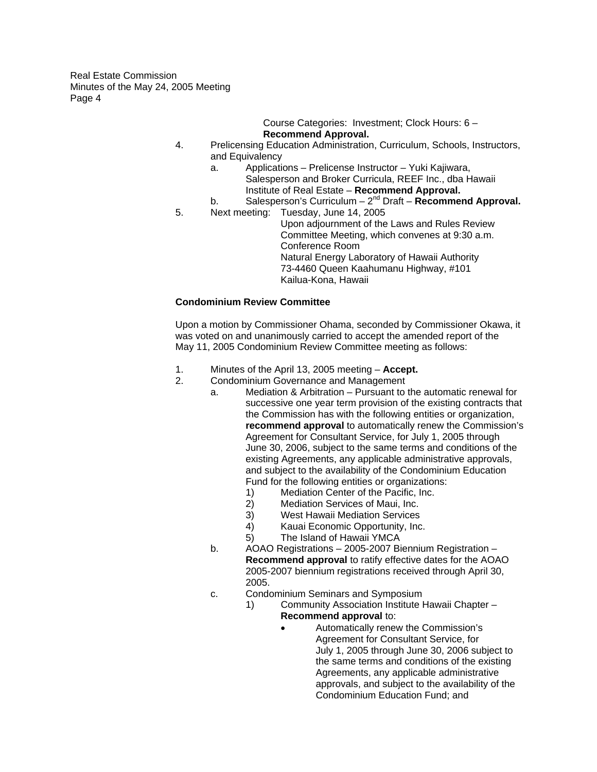Course Categories: Investment; Clock Hours: 6 – **Recommend Approval.**

4. Prelicensing Education Administration, Curriculum, Schools, Instructors, and Equivalency
   a. Applications – Prelicense Instructor – Yuki Kajiwara, Salesperson and Broker Curricula, REEF Inc., dba Hawaii Institute of Real Estate – **Recommend Approval.**
   b. Salesperson's Curriculum – 2nd Draft – **Recommend Approval.**
5. Next meeting: Tuesday, June 14, 2005
   Upon adjournment of the Laws and Rules Review Committee Meeting, which convenes at 9:30 a.m.
   Conference Room
   Natural Energy Laboratory of Hawaii Authority
   73-4460 Queen Kaahumanu Highway, #101
   Kailua-Kona, Hawaii

**Condominium Review Committee**

Upon a motion by Commissioner Ohama, seconded by Commissioner Okawa, it was voted on and unanimously carried to accept the amended report of the May 11, 2005 Condominium Review Committee meeting as follows:

1. Minutes of the April 13, 2005 meeting – **Accept.**
2. Condominium Governance and Management
   a. Mediation & Arbitration – Pursuant to the automatic renewal for successive one year term provision of the existing contracts that the Commission has with the following entities or organization, **recommend approval** to automatically renew the Commission's Agreement for Consultant Service, for July 1, 2005 through June 30, 2006, subject to the same terms and conditions of the existing Agreements, any applicable administrative approvals, and subject to the availability of the Condominium Education Fund for the following entities or organizations:
      1) Mediation Center of the Pacific, Inc.
      2) Mediation Services of Maui, Inc.
      3) West Hawaii Mediation Services
      4) Kauai Economic Opportunity, Inc.
      5) The Island of Hawaii YMCA
   b. AOAO Registrations – 2005-2007 Biennium Registration – **Recommend approval** to ratify effective dates for the AOAO 2005-2007 biennium registrations received through April 30, 2005.
   c. Condominium Seminars and Symposium
      1) Community Association Institute Hawaii Chapter – **Recommend approval** to:
         - Automatically renew the Commission's Agreement for Consultant Service, for July 1, 2005 through June 30, 2006 subject to the same terms and conditions of the existing Agreements, any applicable administrative approvals, and subject to the availability of the Condominium Education Fund; and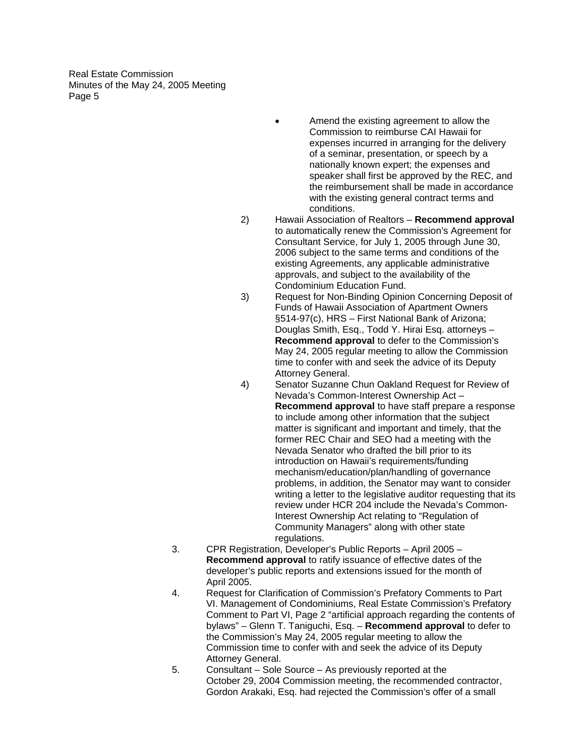- Amend the existing agreement to allow the Commission to reimburse CAI Hawaii for expenses incurred in arranging for the delivery of a seminar, presentation, or speech by a nationally known expert; the expenses and speaker shall first be approved by the REC, and the reimbursement shall be made in accordance with the existing general contract terms and conditions.

2) Hawaii Association of Realtors – **Recommend approval** to automatically renew the Commission's Agreement for Consultant Service, for July 1, 2005 through June 30, 2006 subject to the same terms and conditions of the existing Agreements, any applicable administrative approvals, and subject to the availability of the Condominium Education Fund.

3) Request for Non-Binding Opinion Concerning Deposit of Funds of Hawaii Association of Apartment Owners §514-97(c), HRS – First National Bank of Arizona; Douglas Smith, Esq., Todd Y. Hirai Esq. attorneys – **Recommend approval** to defer to the Commission's May 24, 2005 regular meeting to allow the Commission time to confer with and seek the advice of its Deputy Attorney General.

4) Senator Suzanne Chun Oakland Request for Review of Nevada's Common-Interest Ownership Act – **Recommend approval** to have staff prepare a response to include among other information that the subject matter is significant and important and timely, that the former REC Chair and SEO had a meeting with the Nevada Senator who drafted the bill prior to its introduction on Hawaii's requirements/funding mechanism/education/plan/handling of governance problems, in addition, the Senator may want to consider writing a letter to the legislative auditor requesting that its review under HCR 204 include the Nevada's Common-Interest Ownership Act relating to "Regulation of Community Managers" along with other state regulations.

3. CPR Registration, Developer's Public Reports – April 2005 – **Recommend approval** to ratify issuance of effective dates of the developer's public reports and extensions issued for the month of April 2005.

4. Request for Clarification of Commission's Prefatory Comments to Part VI. Management of Condominiums, Real Estate Commission's Prefatory Comment to Part VI, Page 2 "artificial approach regarding the contents of bylaws" – Glenn T. Taniguchi, Esq. – **Recommend approval** to defer to the Commission's May 24, 2005 regular meeting to allow the Commission time to confer with and seek the advice of its Deputy Attorney General.

5. Consultant – Sole Source – As previously reported at the October 29, 2004 Commission meeting, the recommended contractor, Gordon Arakaki, Esq. had rejected the Commission's offer of a small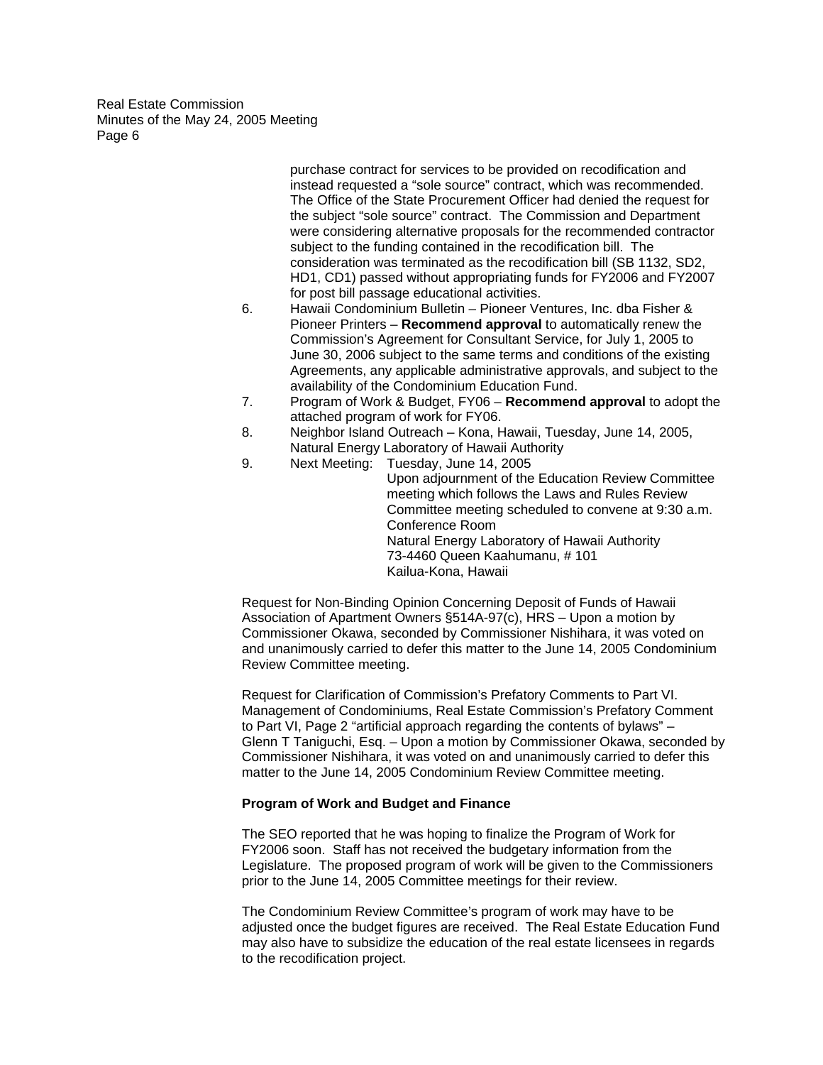purchase contract for services to be provided on recodification and instead requested a "sole source" contract, which was recommended. The Office of the State Procurement Officer had denied the request for the subject "sole source" contract. The Commission and Department were considering alternative proposals for the recommended contractor subject to the funding contained in the recodification bill. The consideration was terminated as the recodification bill (SB 1132, SD2, HD1, CD1) passed without appropriating funds for FY2006 and FY2007 for post bill passage educational activities.

6. Hawaii Condominium Bulletin – Pioneer Ventures, Inc. dba Fisher & Pioneer Printers – **Recommend approval** to automatically renew the Commission's Agreement for Consultant Service, for July 1, 2005 to June 30, 2006 subject to the same terms and conditions of the existing Agreements, any applicable administrative approvals, and subject to the availability of the Condominium Education Fund.
7. Program of Work & Budget, FY06 – **Recommend approval** to adopt the attached program of work for FY06.
8. Neighbor Island Outreach – Kona, Hawaii, Tuesday, June 14, 2005, Natural Energy Laboratory of Hawaii Authority
9. Next Meeting: Tuesday, June 14, 2005
   Upon adjournment of the Education Review Committee meeting which follows the Laws and Rules Review Committee meeting scheduled to convene at 9:30 a.m.
   Conference Room
   Natural Energy Laboratory of Hawaii Authority
   73-4460 Queen Kaahumanu, # 101
   Kailua-Kona, Hawaii

Request for Non-Binding Opinion Concerning Deposit of Funds of Hawaii Association of Apartment Owners §514A-97(c), HRS – Upon a motion by Commissioner Okawa, seconded by Commissioner Nishihara, it was voted on and unanimously carried to defer this matter to the June 14, 2005 Condominium Review Committee meeting.

Request for Clarification of Commission's Prefatory Comments to Part VI. Management of Condominiums, Real Estate Commission's Prefatory Comment to Part VI, Page 2 "artificial approach regarding the contents of bylaws" – Glenn T Taniguchi, Esq. – Upon a motion by Commissioner Okawa, seconded by Commissioner Nishihara, it was voted on and unanimously carried to defer this matter to the June 14, 2005 Condominium Review Committee meeting.

**Program of Work and Budget and Finance**

The SEO reported that he was hoping to finalize the Program of Work for FY2006 soon. Staff has not received the budgetary information from the Legislature. The proposed program of work will be given to the Commissioners prior to the June 14, 2005 Committee meetings for their review.

The Condominium Review Committee's program of work may have to be adjusted once the budget figures are received. The Real Estate Education Fund may also have to subsidize the education of the real estate licensees in regards to the recodification project.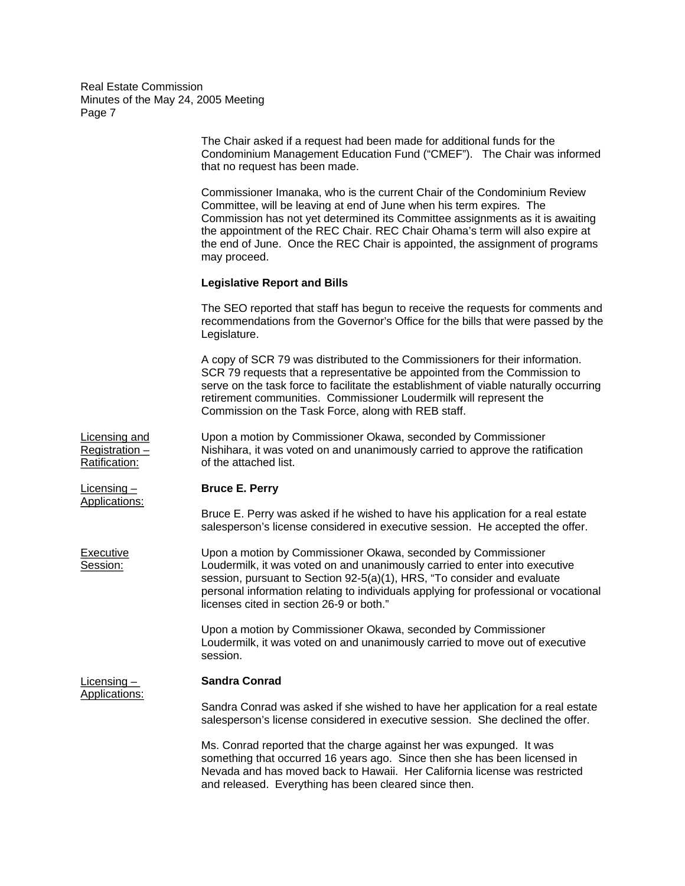The Chair asked if a request had been made for additional funds for the Condominium Management Education Fund ("CMEF"). The Chair was informed that no request has been made.

Commissioner Imanaka, who is the current Chair of the Condominium Review Committee, will be leaving at end of June when his term expires. The Commission has not yet determined its Committee assignments as it is awaiting the appointment of the REC Chair. REC Chair Ohama's term will also expire at the end of June. Once the REC Chair is appointed, the assignment of programs may proceed.

**Legislative Report and Bills**

The SEO reported that staff has begun to receive the requests for comments and recommendations from the Governor's Office for the bills that were passed by the Legislature.

A copy of SCR 79 was distributed to the Commissioners for their information. SCR 79 requests that a representative be appointed from the Commission to serve on the task force to facilitate the establishment of viable naturally occurring retirement communities. Commissioner Loudermilk will represent the Commission on the Task Force, along with REB staff.

Licensing and Registration – Ratification:

Upon a motion by Commissioner Okawa, seconded by Commissioner Nishihara, it was voted on and unanimously carried to approve the ratification of the attached list.

Licensing – Applications:

**Bruce E. Perry**

Bruce E. Perry was asked if he wished to have his application for a real estate salesperson's license considered in executive session. He accepted the offer.

Executive Session:

Upon a motion by Commissioner Okawa, seconded by Commissioner Loudermilk, it was voted on and unanimously carried to enter into executive session, pursuant to Section 92-5(a)(1), HRS, "To consider and evaluate personal information relating to individuals applying for professional or vocational licenses cited in section 26-9 or both."

Upon a motion by Commissioner Okawa, seconded by Commissioner Loudermilk, it was voted on and unanimously carried to move out of executive session.

Licensing – Applications:

**Sandra Conrad**

Sandra Conrad was asked if she wished to have her application for a real estate salesperson's license considered in executive session. She declined the offer.

Ms. Conrad reported that the charge against her was expunged. It was something that occurred 16 years ago. Since then she has been licensed in Nevada and has moved back to Hawaii. Her California license was restricted and released. Everything has been cleared since then.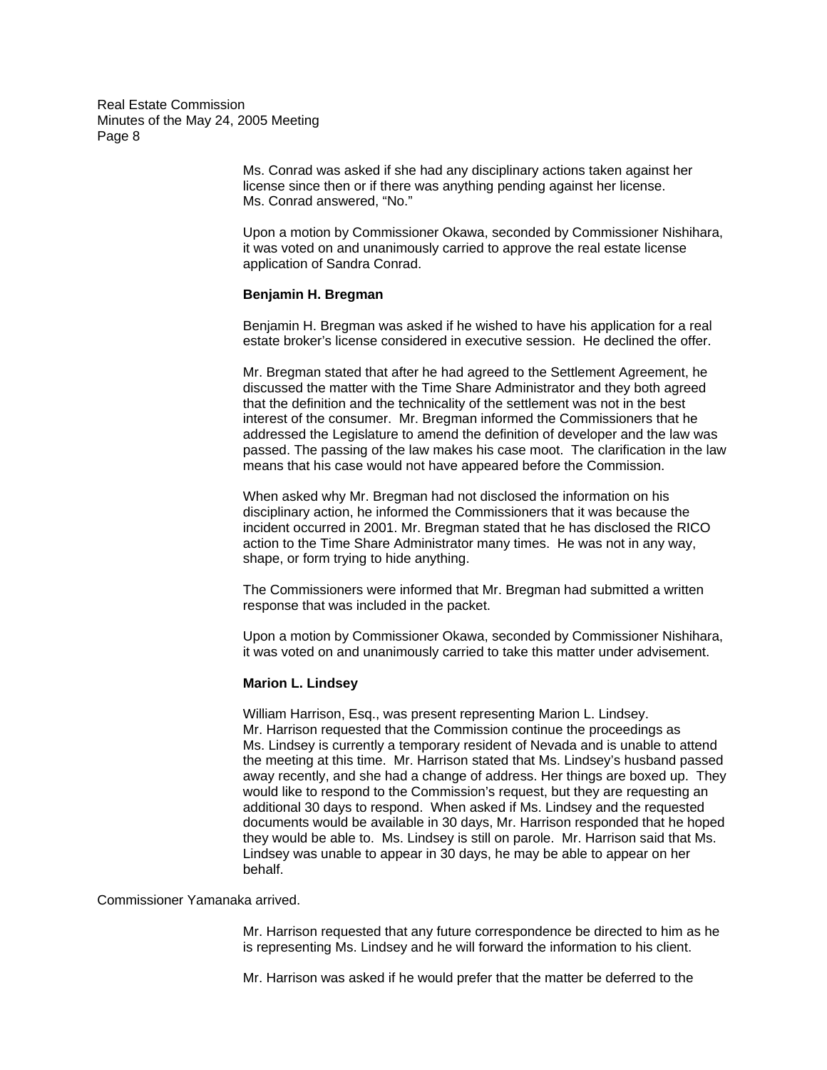Ms. Conrad was asked if she had any disciplinary actions taken against her license since then or if there was anything pending against her license. Ms. Conrad answered, "No."

Upon a motion by Commissioner Okawa, seconded by Commissioner Nishihara, it was voted on and unanimously carried to approve the real estate license application of Sandra Conrad.

**Benjamin H. Bregman**

Benjamin H. Bregman was asked if he wished to have his application for a real estate broker's license considered in executive session. He declined the offer.

Mr. Bregman stated that after he had agreed to the Settlement Agreement, he discussed the matter with the Time Share Administrator and they both agreed that the definition and the technicality of the settlement was not in the best interest of the consumer. Mr. Bregman informed the Commissioners that he addressed the Legislature to amend the definition of developer and the law was passed. The passing of the law makes his case moot. The clarification in the law means that his case would not have appeared before the Commission.

When asked why Mr. Bregman had not disclosed the information on his disciplinary action, he informed the Commissioners that it was because the incident occurred in 2001. Mr. Bregman stated that he has disclosed the RICO action to the Time Share Administrator many times. He was not in any way, shape, or form trying to hide anything.

The Commissioners were informed that Mr. Bregman had submitted a written response that was included in the packet.

Upon a motion by Commissioner Okawa, seconded by Commissioner Nishihara, it was voted on and unanimously carried to take this matter under advisement.

**Marion L. Lindsey**

William Harrison, Esq., was present representing Marion L. Lindsey. Mr. Harrison requested that the Commission continue the proceedings as Ms. Lindsey is currently a temporary resident of Nevada and is unable to attend the meeting at this time. Mr. Harrison stated that Ms. Lindsey's husband passed away recently, and she had a change of address. Her things are boxed up. They would like to respond to the Commission's request, but they are requesting an additional 30 days to respond. When asked if Ms. Lindsey and the requested documents would be available in 30 days, Mr. Harrison responded that he hoped they would be able to. Ms. Lindsey is still on parole. Mr. Harrison said that Ms. Lindsey was unable to appear in 30 days, he may be able to appear on her behalf.

Commissioner Yamanaka arrived.

Mr. Harrison requested that any future correspondence be directed to him as he is representing Ms. Lindsey and he will forward the information to his client.

Mr. Harrison was asked if he would prefer that the matter be deferred to the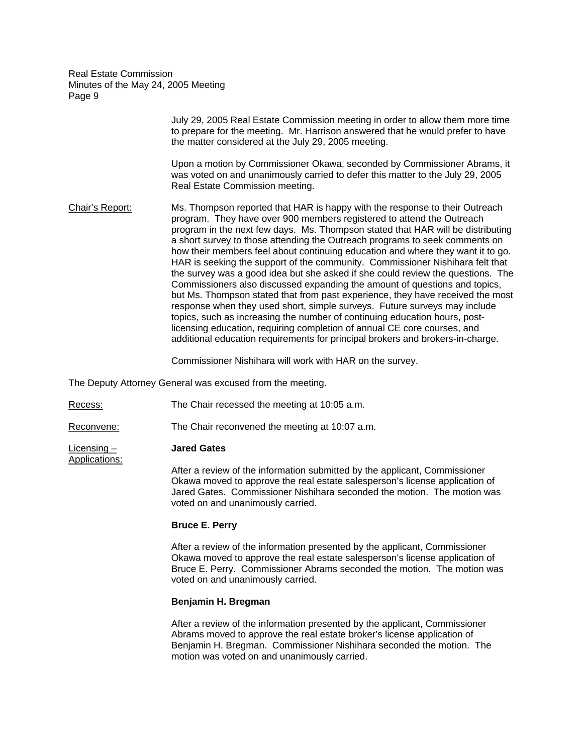July 29, 2005 Real Estate Commission meeting in order to allow them more time to prepare for the meeting. Mr. Harrison answered that he would prefer to have the matter considered at the July 29, 2005 meeting.

Upon a motion by Commissioner Okawa, seconded by Commissioner Abrams, it was voted on and unanimously carried to defer this matter to the July 29, 2005 Real Estate Commission meeting.

Chair's Report: Ms. Thompson reported that HAR is happy with the response to their Outreach program. They have over 900 members registered to attend the Outreach program in the next few days. Ms. Thompson stated that HAR will be distributing a short survey to those attending the Outreach programs to seek comments on how their members feel about continuing education and where they want it to go. HAR is seeking the support of the community. Commissioner Nishihara felt that the survey was a good idea but she asked if she could review the questions. The Commissioners also discussed expanding the amount of questions and topics, but Ms. Thompson stated that from past experience, they have received the most response when they used short, simple surveys. Future surveys may include topics, such as increasing the number of continuing education hours, post-licensing education, requiring completion of annual CE core courses, and additional education requirements for principal brokers and brokers-in-charge.

Commissioner Nishihara will work with HAR on the survey.

The Deputy Attorney General was excused from the meeting.

Recess: The Chair recessed the meeting at 10:05 a.m.

Reconvene: The Chair reconvened the meeting at 10:07 a.m.

Licensing – Applications:

**Jared Gates**

After a review of the information submitted by the applicant, Commissioner Okawa moved to approve the real estate salesperson's license application of Jared Gates. Commissioner Nishihara seconded the motion. The motion was voted on and unanimously carried.

**Bruce E. Perry**

After a review of the information presented by the applicant, Commissioner Okawa moved to approve the real estate salesperson's license application of Bruce E. Perry. Commissioner Abrams seconded the motion. The motion was voted on and unanimously carried.

**Benjamin H. Bregman**

After a review of the information presented by the applicant, Commissioner Abrams moved to approve the real estate broker's license application of Benjamin H. Bregman. Commissioner Nishihara seconded the motion. The motion was voted on and unanimously carried.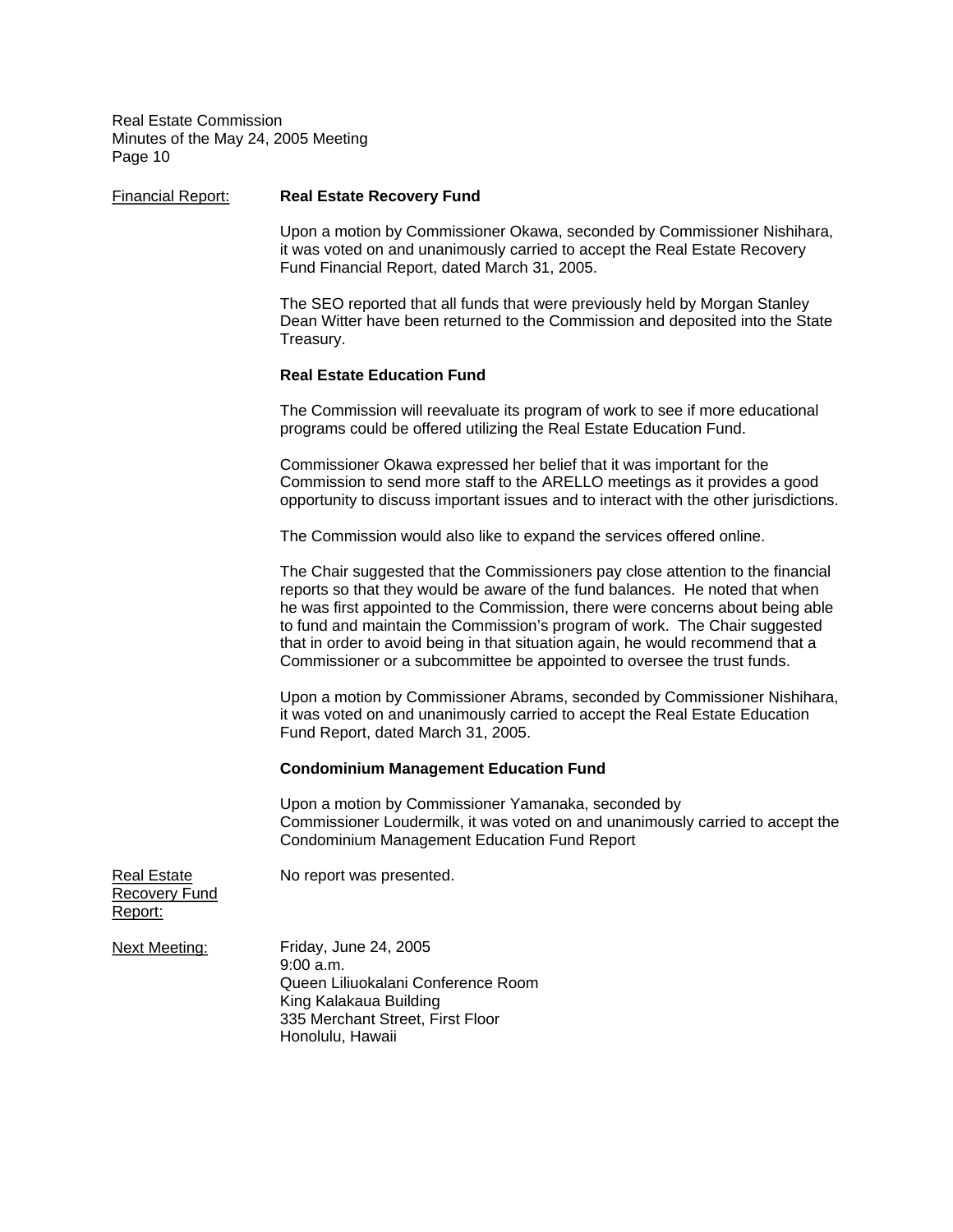Financial Report:

**Real Estate Recovery Fund**

Upon a motion by Commissioner Okawa, seconded by Commissioner Nishihara, it was voted on and unanimously carried to accept the Real Estate Recovery Fund Financial Report, dated March 31, 2005.

The SEO reported that all funds that were previously held by Morgan Stanley Dean Witter have been returned to the Commission and deposited into the State Treasury.

**Real Estate Education Fund**

The Commission will reevaluate its program of work to see if more educational programs could be offered utilizing the Real Estate Education Fund.

Commissioner Okawa expressed her belief that it was important for the Commission to send more staff to the ARELLO meetings as it provides a good opportunity to discuss important issues and to interact with the other jurisdictions.

The Commission would also like to expand the services offered online.

The Chair suggested that the Commissioners pay close attention to the financial reports so that they would be aware of the fund balances. He noted that when he was first appointed to the Commission, there were concerns about being able to fund and maintain the Commission's program of work. The Chair suggested that in order to avoid being in that situation again, he would recommend that a Commissioner or a subcommittee be appointed to oversee the trust funds.

Upon a motion by Commissioner Abrams, seconded by Commissioner Nishihara, it was voted on and unanimously carried to accept the Real Estate Education Fund Report, dated March 31, 2005.

**Condominium Management Education Fund**

Upon a motion by Commissioner Yamanaka, seconded by Commissioner Loudermilk, it was voted on and unanimously carried to accept the Condominium Management Education Fund Report

Real Estate Recovery Fund Report:

No report was presented.

Next Meeting:

Friday, June 24, 2005
9:00 a.m.
Queen Liliuokalani Conference Room
King Kalakaua Building
335 Merchant Street, First Floor
Honolulu, Hawaii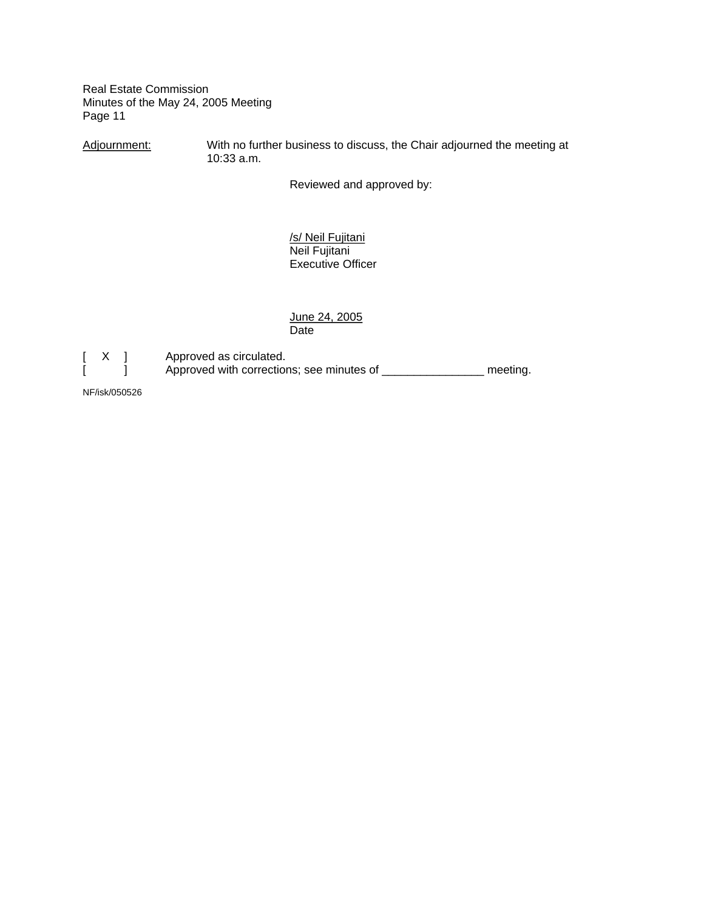Adjournment: With no further business to discuss, the Chair adjourned the meeting at 10:33 a.m.

Reviewed and approved by:

/s/ Neil Fujitani
Neil Fujitani
Executive Officer

June 24, 2005
Date

[ X ] Approved as circulated.
[ ] Approved with corrections; see minutes of _______________ meeting.

NF/isk/050526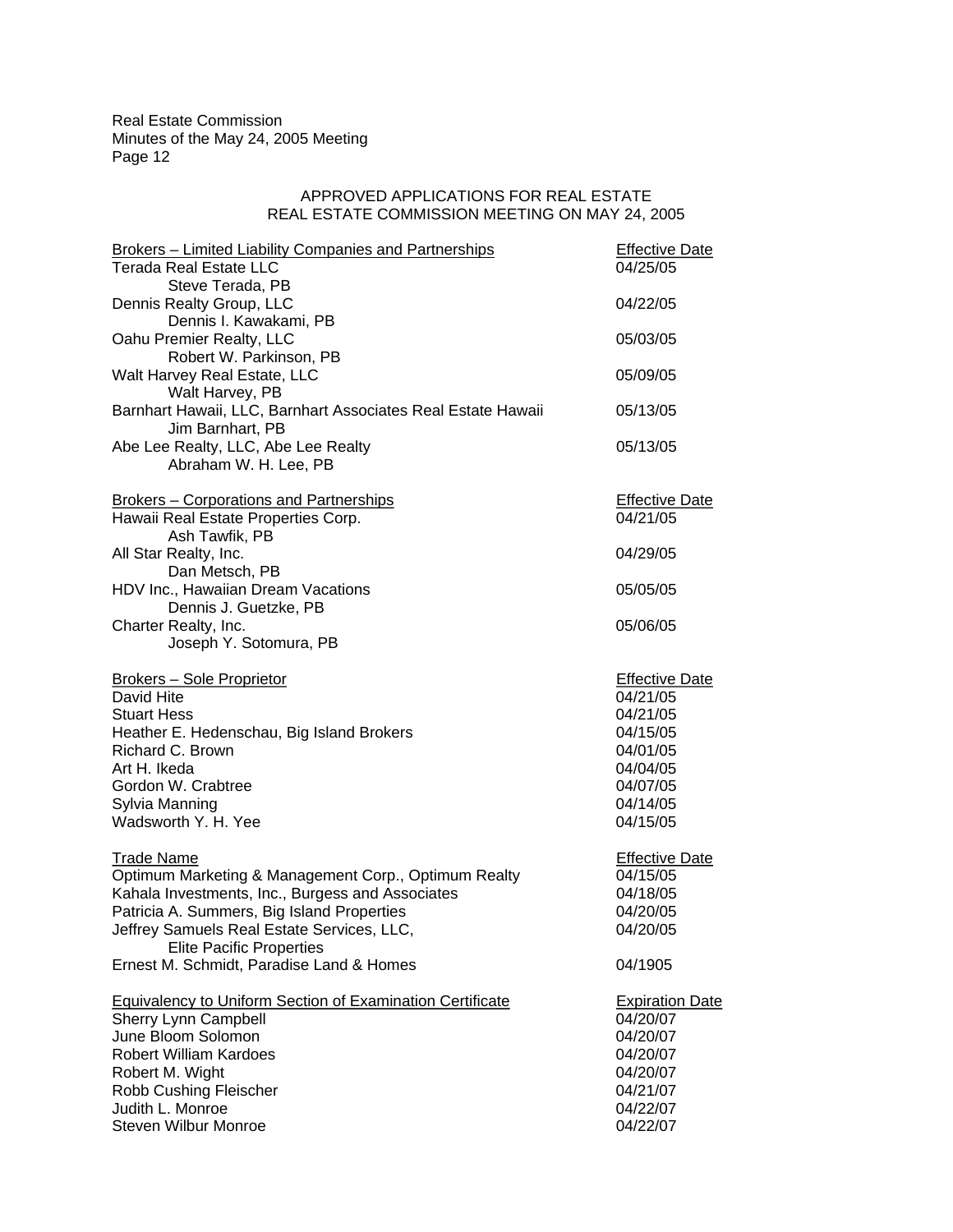APPROVED APPLICATIONS FOR REAL ESTATE
REAL ESTATE COMMISSION MEETING ON MAY 24, 2005

| Brokers – Limited Liability Companies and Partnerships | Effective Date |
|---|---|
| Terada Real Estate LLC<br>Steve Terada, PB | 04/25/05 |
| Dennis Realty Group, LLC<br>Dennis I. Kawakami, PB | 04/22/05 |
| Oahu Premier Realty, LLC<br>Robert W. Parkinson, PB | 05/03/05 |
| Walt Harvey Real Estate, LLC<br>Walt Harvey, PB | 05/09/05 |
| Barnhart Hawaii, LLC, Barnhart Associates Real Estate Hawaii<br>Jim Barnhart, PB | 05/13/05 |
| Abe Lee Realty, LLC, Abe Lee Realty<br>Abraham W. H. Lee, PB | 05/13/05 |

| Brokers – Corporations and Partnerships | Effective Date |
|---|---|
| Hawaii Real Estate Properties Corp.<br>Ash Tawfik, PB | 04/21/05 |
| All Star Realty, Inc.<br>Dan Metsch, PB | 04/29/05 |
| HDV Inc., Hawaiian Dream Vacations<br>Dennis J. Guetzke, PB | 05/05/05 |
| Charter Realty, Inc.<br>Joseph Y. Sotomura, PB | 05/06/05 |

| Brokers – Sole Proprietor | Effective Date |
|---|---|
| David Hite | 04/21/05 |
| Stuart Hess | 04/21/05 |
| Heather E. Hedenschau, Big Island Brokers | 04/15/05 |
| Richard C. Brown | 04/01/05 |
| Art H. Ikeda | 04/04/05 |
| Gordon W. Crabtree | 04/07/05 |
| Sylvia Manning | 04/14/05 |
| Wadsworth Y. H. Yee | 04/15/05 |

| Trade Name | Effective Date |
|---|---|
| Optimum Marketing & Management Corp., Optimum Realty | 04/15/05 |
| Kahala Investments, Inc., Burgess and Associates | 04/18/05 |
| Patricia A. Summers, Big Island Properties | 04/20/05 |
| Jeffrey Samuels Real Estate Services, LLC,<br>Elite Pacific Properties | 04/20/05 |
| Ernest M. Schmidt, Paradise Land & Homes | 04/1905 |

| Equivalency to Uniform Section of Examination Certificate | Expiration Date |
|---|---|
| Sherry Lynn Campbell | 04/20/07 |
| June Bloom Solomon | 04/20/07 |
| Robert William Kardoes | 04/20/07 |
| Robert M. Wight | 04/20/07 |
| Robb Cushing Fleischer | 04/21/07 |
| Judith L. Monroe | 04/22/07 |
| Steven Wilbur Monroe | 04/22/07 |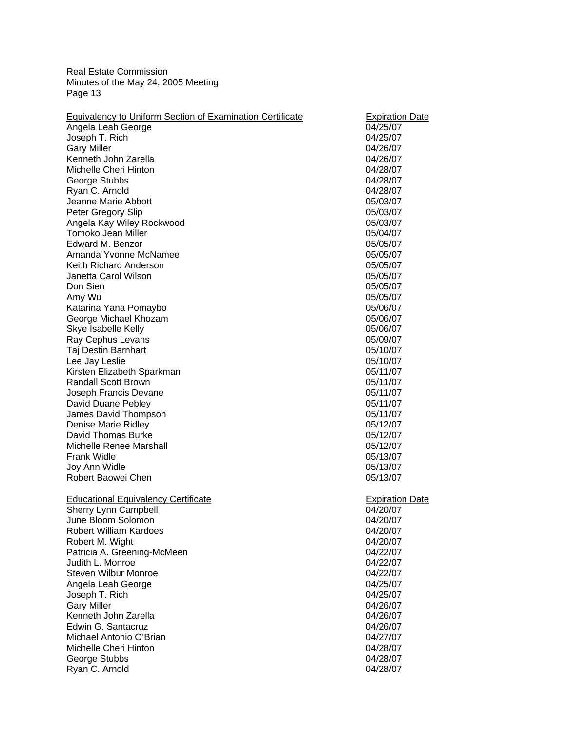| Equivalency to Uniform Section of Examination Certificate | Expiration Date |
| --- | --- |
| Angela Leah George | 04/25/07 |
| Joseph T. Rich | 04/25/07 |
| Gary Miller | 04/26/07 |
| Kenneth John Zarella | 04/26/07 |
| Michelle Cheri Hinton | 04/28/07 |
| George Stubbs | 04/28/07 |
| Ryan C. Arnold | 04/28/07 |
| Jeanne Marie Abbott | 05/03/07 |
| Peter Gregory Slip | 05/03/07 |
| Angela Kay Wiley Rockwood | 05/03/07 |
| Tomoko Jean Miller | 05/04/07 |
| Edward M. Benzor | 05/05/07 |
| Amanda Yvonne McNamee | 05/05/07 |
| Keith Richard Anderson | 05/05/07 |
| Janetta Carol Wilson | 05/05/07 |
| Don Sien | 05/05/07 |
| Amy Wu | 05/05/07 |
| Katarina Yana Pomaybo | 05/06/07 |
| George Michael Khozam | 05/06/07 |
| Skye Isabelle Kelly | 05/06/07 |
| Ray Cephus Levans | 05/09/07 |
| Taj Destin Barnhart | 05/10/07 |
| Lee Jay Leslie | 05/10/07 |
| Kirsten Elizabeth Sparkman | 05/11/07 |
| Randall Scott Brown | 05/11/07 |
| Joseph Francis Devane | 05/11/07 |
| David Duane Pebley | 05/11/07 |
| James David Thompson | 05/11/07 |
| Denise Marie Ridley | 05/12/07 |
| David Thomas Burke | 05/12/07 |
| Michelle Renee Marshall | 05/12/07 |
| Frank Widle | 05/13/07 |
| Joy Ann Widle | 05/13/07 |
| Robert Baowei Chen | 05/13/07 |

| Educational Equivalency Certificate | Expiration Date |
| --- | --- |
| Sherry Lynn Campbell | 04/20/07 |
| June Bloom Solomon | 04/20/07 |
| Robert William Kardoes | 04/20/07 |
| Robert M. Wight | 04/20/07 |
| Patricia A. Greening-McMeen | 04/22/07 |
| Judith L. Monroe | 04/22/07 |
| Steven Wilbur Monroe | 04/22/07 |
| Angela Leah George | 04/25/07 |
| Joseph T. Rich | 04/25/07 |
| Gary Miller | 04/26/07 |
| Kenneth John Zarella | 04/26/07 |
| Edwin G. Santacruz | 04/26/07 |
| Michael Antonio O'Brian | 04/27/07 |
| Michelle Cheri Hinton | 04/28/07 |
| George Stubbs | 04/28/07 |
| Ryan C. Arnold | 04/28/07 |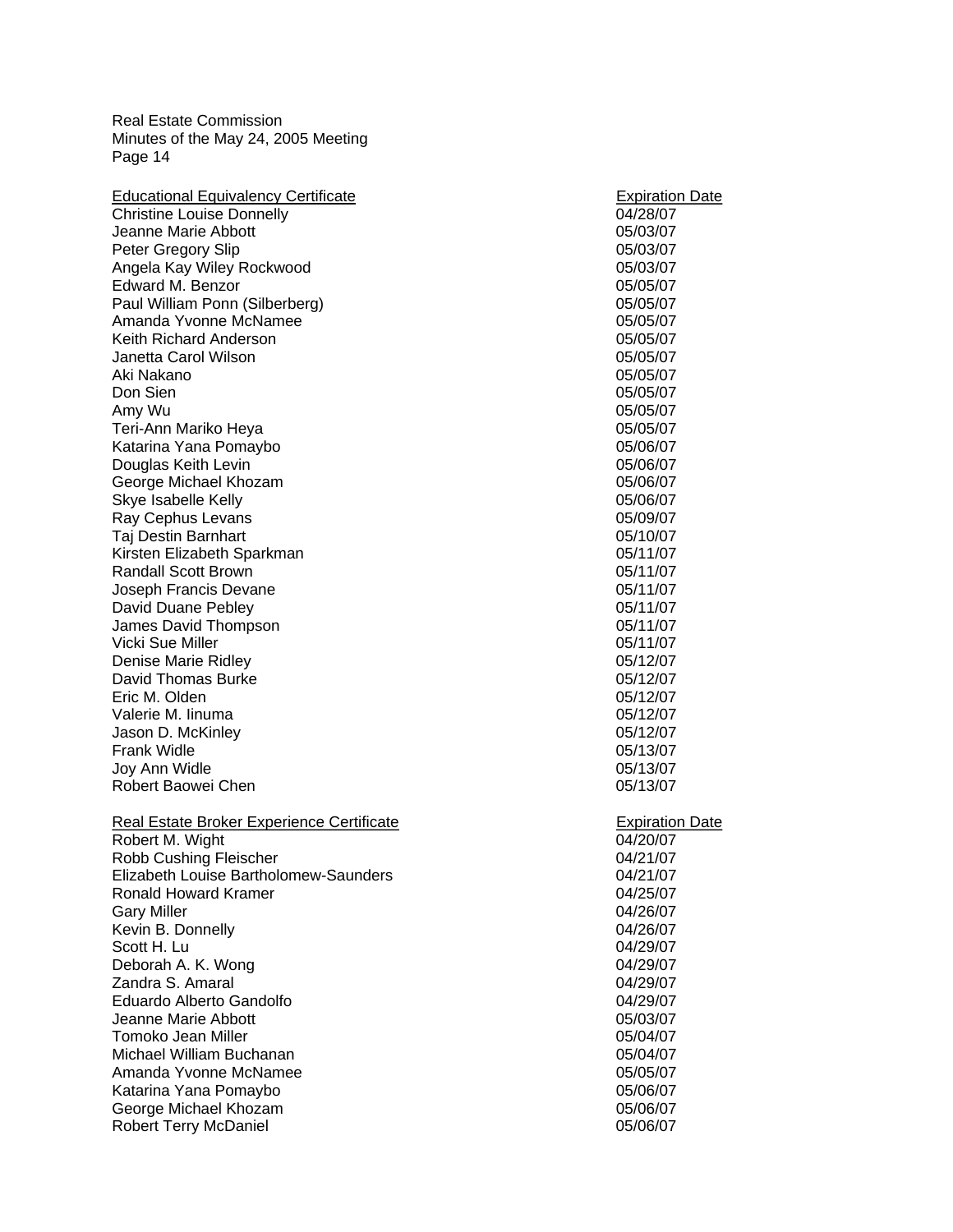| Educational Equivalency Certificate | Expiration Date |
| --- | --- |
| Christine Louise Donnelly | 04/28/07 |
| Jeanne Marie Abbott | 05/03/07 |
| Peter Gregory Slip | 05/03/07 |
| Angela Kay Wiley Rockwood | 05/03/07 |
| Edward M. Benzor | 05/05/07 |
| Paul William Ponn (Silberberg) | 05/05/07 |
| Amanda Yvonne McNamee | 05/05/07 |
| Keith Richard Anderson | 05/05/07 |
| Janetta Carol Wilson | 05/05/07 |
| Aki Nakano | 05/05/07 |
| Don Sien | 05/05/07 |
| Amy Wu | 05/05/07 |
| Teri-Ann Mariko Heya | 05/05/07 |
| Katarina Yana Pomaybo | 05/06/07 |
| Douglas Keith Levin | 05/06/07 |
| George Michael Khozam | 05/06/07 |
| Skye Isabelle Kelly | 05/06/07 |
| Ray Cephus Levans | 05/09/07 |
| Taj Destin Barnhart | 05/10/07 |
| Kirsten Elizabeth Sparkman | 05/11/07 |
| Randall Scott Brown | 05/11/07 |
| Joseph Francis Devane | 05/11/07 |
| David Duane Pebley | 05/11/07 |
| James David Thompson | 05/11/07 |
| Vicki Sue Miller | 05/11/07 |
| Denise Marie Ridley | 05/12/07 |
| David Thomas Burke | 05/12/07 |
| Eric M. Olden | 05/12/07 |
| Valerie M. Iinuma | 05/12/07 |
| Jason D. McKinley | 05/12/07 |
| Frank Widle | 05/13/07 |
| Joy Ann Widle | 05/13/07 |
| Robert Baowei Chen | 05/13/07 |

| Real Estate Broker Experience Certificate | Expiration Date |
| --- | --- |
| Robert M. Wight | 04/20/07 |
| Robb Cushing Fleischer | 04/21/07 |
| Elizabeth Louise Bartholomew-Saunders | 04/21/07 |
| Ronald Howard Kramer | 04/25/07 |
| Gary Miller | 04/26/07 |
| Kevin B. Donnelly | 04/26/07 |
| Scott H. Lu | 04/29/07 |
| Deborah A. K. Wong | 04/29/07 |
| Zandra S. Amaral | 04/29/07 |
| Eduardo Alberto Gandolfo | 04/29/07 |
| Jeanne Marie Abbott | 05/03/07 |
| Tomoko Jean Miller | 05/04/07 |
| Michael William Buchanan | 05/04/07 |
| Amanda Yvonne McNamee | 05/05/07 |
| Katarina Yana Pomaybo | 05/06/07 |
| George Michael Khozam | 05/06/07 |
| Robert Terry McDaniel | 05/06/07 |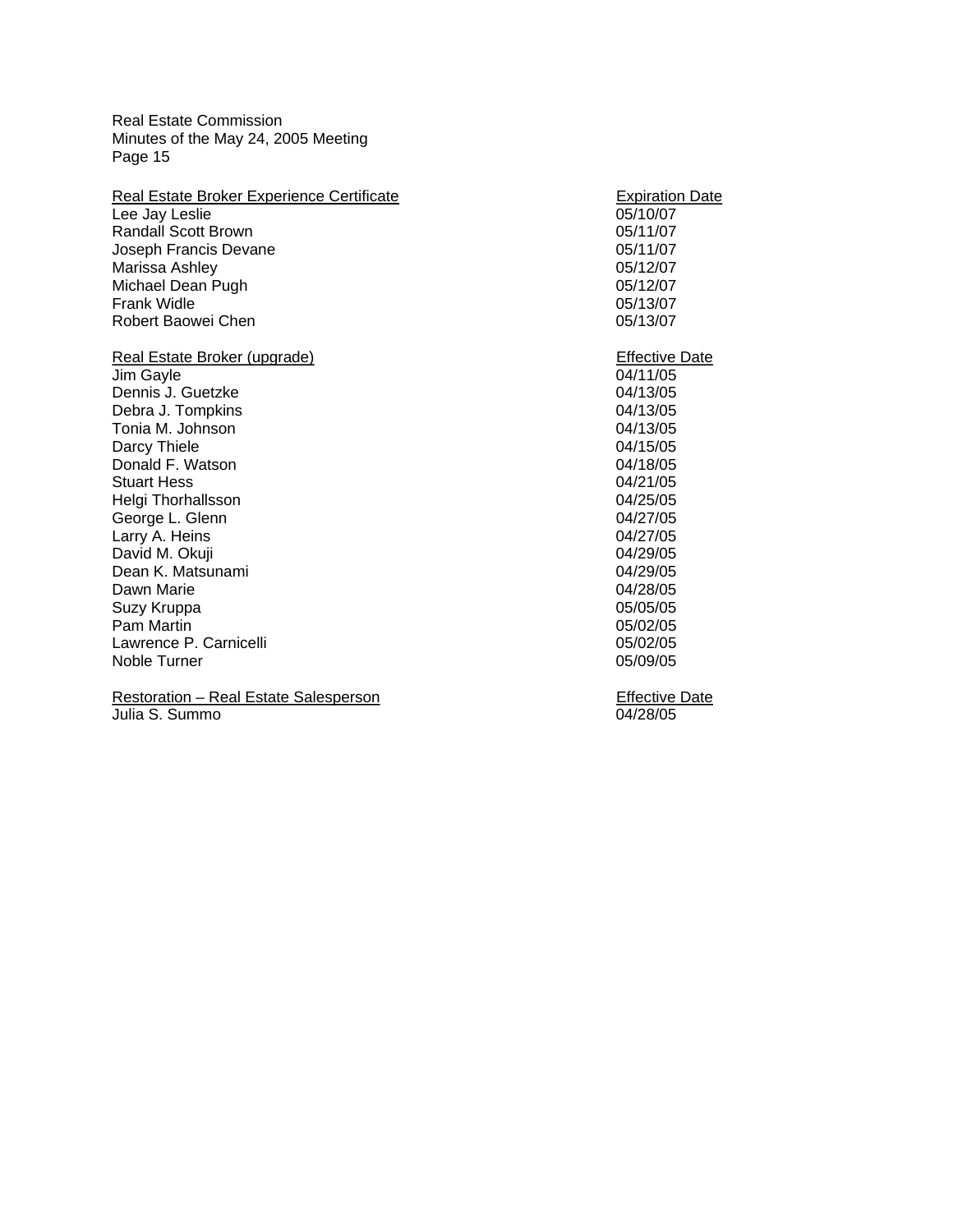| Real Estate Broker Experience Certificate | Expiration Date |
|---|---|
| Lee Jay Leslie | 05/10/07 |
| Randall Scott Brown | 05/11/07 |
| Joseph Francis Devane | 05/11/07 |
| Marissa Ashley | 05/12/07 |
| Michael Dean Pugh | 05/12/07 |
| Frank Widle | 05/13/07 |
| Robert Baowei Chen | 05/13/07 |

| Real Estate Broker (upgrade) | Effective Date |
|---|---|
| Jim Gayle | 04/11/05 |
| Dennis J. Guetzke | 04/13/05 |
| Debra J. Tompkins | 04/13/05 |
| Tonia M. Johnson | 04/13/05 |
| Darcy Thiele | 04/15/05 |
| Donald F. Watson | 04/18/05 |
| Stuart Hess | 04/21/05 |
| Helgi Thorhallsson | 04/25/05 |
| George L. Glenn | 04/27/05 |
| Larry A. Heins | 04/27/05 |
| David M. Okuji | 04/29/05 |
| Dean K. Matsunami | 04/29/05 |
| Dawn Marie | 04/28/05 |
| Suzy Kruppa | 05/05/05 |
| Pam Martin | 05/02/05 |
| Lawrence P. Carnicelli | 05/02/05 |
| Noble Turner | 05/09/05 |

| Restoration – Real Estate Salesperson | Effective Date |
|---|---|
| Julia S. Summo | 04/28/05 |